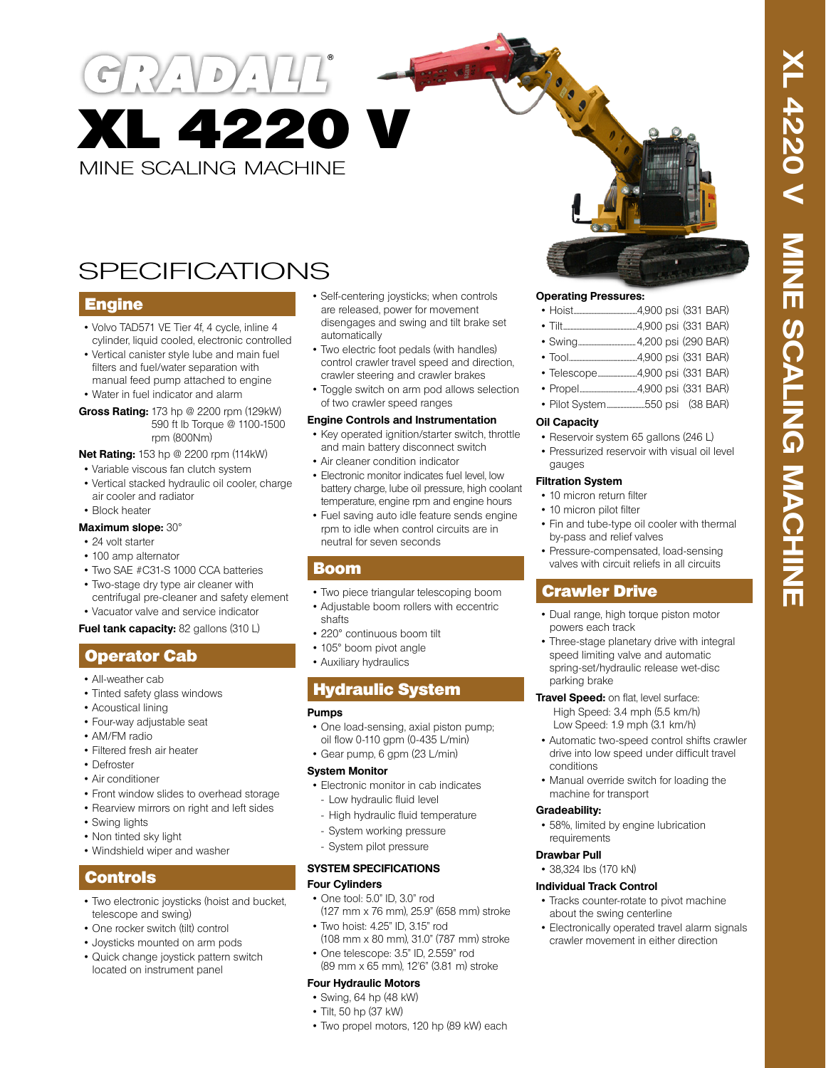# GRADALL®

# XL 4220 V

MINE SCALING MACHINE

# SPECIFICATIONS

## Engine

- Volvo TAD571 VE Tier 4f, 4 cycle, inline 4 cylinder, liquid cooled, electronic controlled
- Vertical canister style lube and main fuel filters and fuel/water separation with manual feed pump attached to engine
- Water in fuel indicator and alarm

**Gross Rating:** 173 hp @ 2200 rpm (129kW) 590 ft lb Torque @ 1100-1500 rpm (800Nm)

**Net Rating:** 153 hp @ 2200 rpm (114kW)

- Variable viscous fan clutch system
- Vertical stacked hydraulic oil cooler, charge air cooler and radiator
- Block heater

**Maximum slope:** 30°

- 24 volt starter
- 100 amp alternator
- Two SAE #C31-S 1000 CCA batteries
- Two-stage dry type air cleaner with centrifugal pre-cleaner and safety element
- Vacuator valve and service indicator

**Fuel tank capacity:** 82 gallons (310 L)

## Operator Cab

- All-weather cab
- Tinted safety glass windows
- Acoustical lining
- Four-way adjustable seat
- AM/FM radio
- Filtered fresh air heater
- Defroster
- Air conditioner
- Front window slides to overhead storage
- Rearview mirrors on right and left sides
- Swing lights
- Non tinted sky light
- Windshield wiper and washer

## Controls

- Two electronic joysticks (hoist and bucket, telescope and swing)
- One rocker switch (tilt) control
- Joysticks mounted on arm pods
- Quick change joystick pattern switch located on instrument panel
- Self-centering joysticks; when controls are released, power for movement disengages and swing and tilt brake set automatically
- Two electric foot pedals (with handles) control crawler travel speed and direction, crawler steering and crawler brakes
- Toggle switch on arm pod allows selection of two crawler speed ranges

### Engine Controls and Instrumentation

- Key operated ignition/starter switch, throttle and main battery disconnect switch
- Air cleaner condition indicator
- Electronic monitor indicates fuel level, low battery charge, lube oil pressure, high coolant temperature, engine rpm and engine hours
- Fuel saving auto idle feature sends engine rpm to idle when control circuits are in neutral for seven seconds

## Boom

- Two piece triangular telescoping boom
- Adjustable boom rollers with eccentric shafts
- 220° continuous boom tilt
- 105° boom pivot angle
- Auxiliary hydraulics

## Hydraulic System

### Pumps

- One load-sensing, axial piston pump; oil flow 0-110 gpm (0-435 L/min)
- Gear pump, 6 gpm (23 L/min)

### System Monitor

- Electronic monitor in cab indicates
  - Low hydraulic fluid level
  - High hydraulic fluid temperature
  - System working pressure
  - System pilot pressure

### SYSTEM SPECIFICATIONS

### Four Cylinders

- One tool: 5.0" ID, 3.0" rod (127 mm x 76 mm), 25.9" (658 mm) stroke
- Two hoist: 4.25" ID, 3.15" rod (108 mm x 80 mm), 31.0" (787 mm) stroke
- One telescope: 3.5" ID, 2.559" rod (89 mm x 65 mm), 12'6" (3.81 m) stroke

### Four Hydraulic Motors

- Swing, 64 hp (48 kW)
- Tilt, 50 hp (37 kW)
- Two propel motors, 120 hp (89 kW) each

### Operating Pressures:

- Hoist.....4,900 psi (331 BAR)
- Tilt.....4,900 psi (331 BAR)
- Swing.....4,200 psi (290 BAR)
- Tool.....4,900 psi (331 BAR)
- Telescope.....4,900 psi (331 BAR)
- Propel.....4,900 psi (331 BAR)
- Pilot System.....550 psi (38 BAR)

### Oil Capacity

- Reservoir system 65 gallons (246 L)
- Pressurized reservoir with visual oil level gauges

### Filtration System

- 10 micron return filter
- 10 micron pilot filter
- Fin and tube-type oil cooler with thermal by-pass and relief valves
- Pressure-compensated, load-sensing valves with circuit reliefs in all circuits

## Crawler Drive

- Dual range, high torque piston motor powers each track
- Three-stage planetary drive with integral speed limiting valve and automatic spring-set/hydraulic release wet-disc parking brake

**Travel Speed:** on flat, level surface:
High Speed: 3.4 mph (5.5 km/h)
Low Speed: 1.9 mph (3.1 km/h)

- Automatic two-speed control shifts crawler drive into low speed under difficult travel conditions
- Manual override switch for loading the machine for transport

### Gradeability:

- 58%, limited by engine lubrication requirements

### Drawbar Pull

- 38,324 lbs (170 kN)

### Individual Track Control

- Tracks counter-rotate to pivot machine about the swing centerline
- Electronically operated travel alarm signals crawler movement in either direction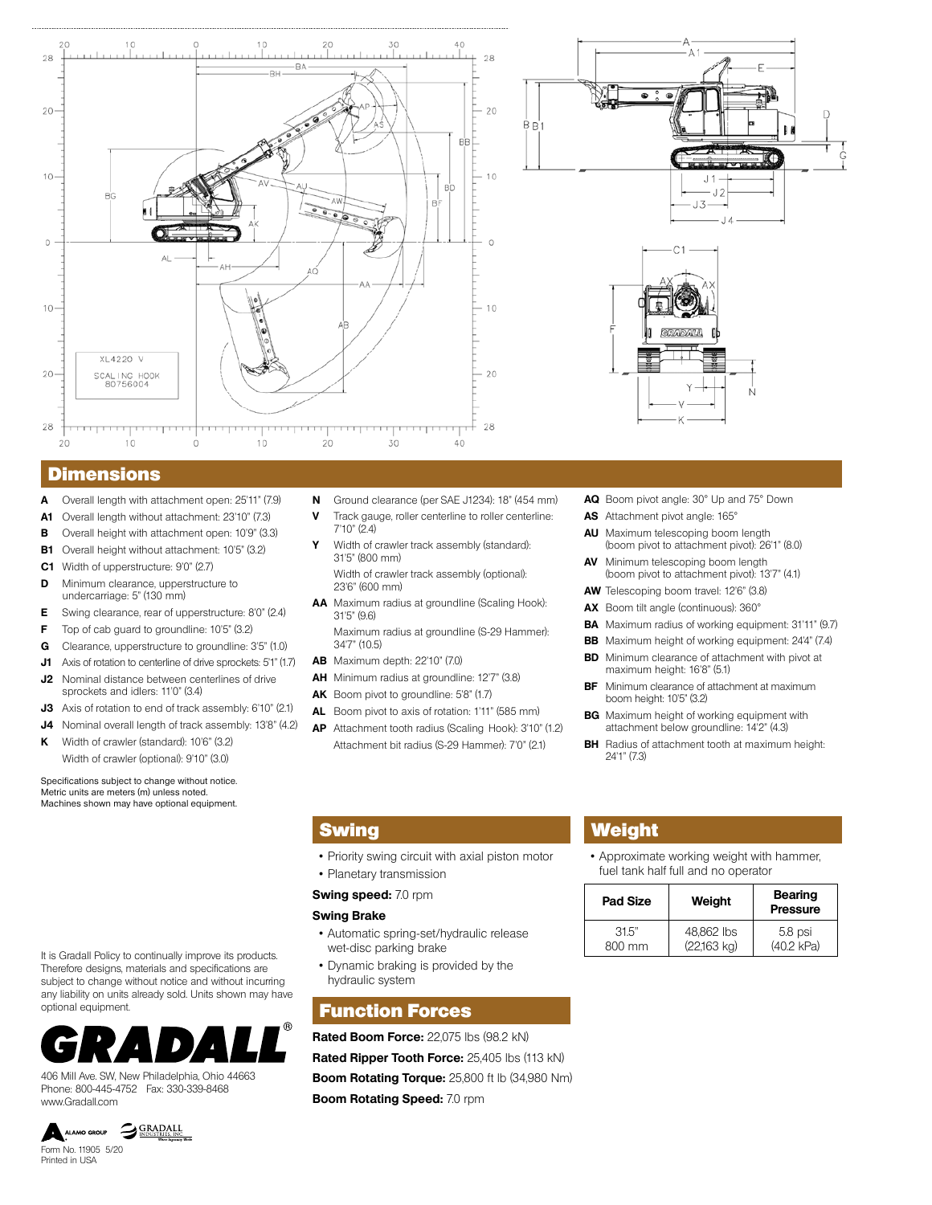## Dimensions

- **A** Overall length with attachment open: 25'11" (7.9)
- **A1** Overall length without attachment: 23'10" (7.3)
- **B** Overall height with attachment open: 10'9" (3.3)
- **B1** Overall height without attachment: 10'5" (3.2)
- **C1** Width of upperstructure: 9'0" (2.7)
- **D** Minimum clearance, upperstructure to undercarriage: 5" (130 mm)
- **E** Swing clearance, rear of upperstructure: 8'0" (2.4)
- **F** Top of cab guard to groundline: 10'5" (3.2)
- **G** Clearance, upperstructure to groundline: 3'5" (1.0)
- **J1** Axis of rotation to centerline of drive sprockets: 5'1" (1.7)
- **J2** Nominal distance between centerlines of drive sprockets and idlers: 11'0" (3.4)
- **J3** Axis of rotation to end of track assembly: 6'10" (2.1)
- **J4** Nominal overall length of track assembly: 13'8" (4.2)
- **K** Width of crawler (standard): 10'6" (3.2)
  Width of crawler (optional): 9'10" (3.0)
- **N** Ground clearance (per SAE J1234): 18" (454 mm)
- **V** Track gauge, roller centerline to roller centerline: 7'10" (2.4)
- **Y** Width of crawler track assembly (standard): 31.5" (800 mm)
  Width of crawler track assembly (optional): 23.6" (600 mm)
- **AA** Maximum radius at groundline (Scaling Hook): 31'5" (9.6)
  Maximum radius at groundline (S-29 Hammer): 34'7" (10.5)
- **AB** Maximum depth: 22'10" (7.0)
- **AH** Minimum radius at groundline: 12'7" (3.8)
- **AK** Boom pivot to groundline: 5'8" (1.7)
- **AL** Boom pivot to axis of rotation: 1'11" (585 mm)
- **AP** Attachment tooth radius (Scaling Hook): 3'10" (1.2)
  Attachment bit radius (S-29 Hammer): 7'0" (2.1)
- **AQ** Boom pivot angle: 30° Up and 75° Down
- **AS** Attachment pivot angle: 165°
- **AU** Maximum telescoping boom length (boom pivot to attachment pivot): 26'1" (8.0)
- **AV** Minimum telescoping boom length (boom pivot to attachment pivot): 13'7" (4.1)
- **AW** Telescoping boom travel: 12'6" (3.8)
- **AX** Boom tilt angle (continuous): 360°
- **BA** Maximum radius of working equipment: 31'11" (9.7)
- **BB** Maximum height of working equipment: 24'4" (7.4)
- **BD** Minimum clearance of attachment with pivot at maximum height: 16'8" (5.1)
- **BF** Minimum clearance of attachment at maximum boom height: 10'5" (3.2)
- **BG** Maximum height of working equipment with attachment below groundline: 14'2" (4.3)
- **BH** Radius of attachment tooth at maximum height: 24'1" (7.3)

Specifications subject to change without notice.
Metric units are meters (m) unless noted.
Machines shown may have optional equipment.

XL4220 V
SCALING HOOK
80756004

## Swing

- Priority swing circuit with axial piston motor
- Planetary transmission

**Swing speed:** 7.0 rpm

**Swing Brake**

- Automatic spring-set/hydraulic release wet-disc parking brake
- Dynamic braking is provided by the hydraulic system

## Function Forces

**Rated Boom Force:** 22,075 lbs (98.2 kN)

**Rated Ripper Tooth Force:** 25,405 lbs (113 kN)

**Boom Rotating Torque:** 25,800 ft lb (34,980 Nm)

**Boom Rotating Speed:** 7.0 rpm

## Weight

- Approximate working weight with hammer, fuel tank half full and no operator

| Pad Size | Weight | Bearing Pressure |
|---|---|---|
| 31.5" 800 mm | 48,862 lbs (22,163 kg) | 5.8 psi (40.2 kPa) |

It is Gradall Policy to continually improve its products. Therefore designs, materials and specifications are subject to change without notice and without incurring any liability on units already sold. Units shown may have optional equipment.

GRADALL®

406 Mill Ave. SW, New Philadelphia, Ohio 44663
Phone: 800-445-4752 Fax: 330-339-8468
www.Gradall.com

ALAMO GROUP GRADALL INDUSTRIES, INC.

Form No. 11905 5/20
Printed in USA